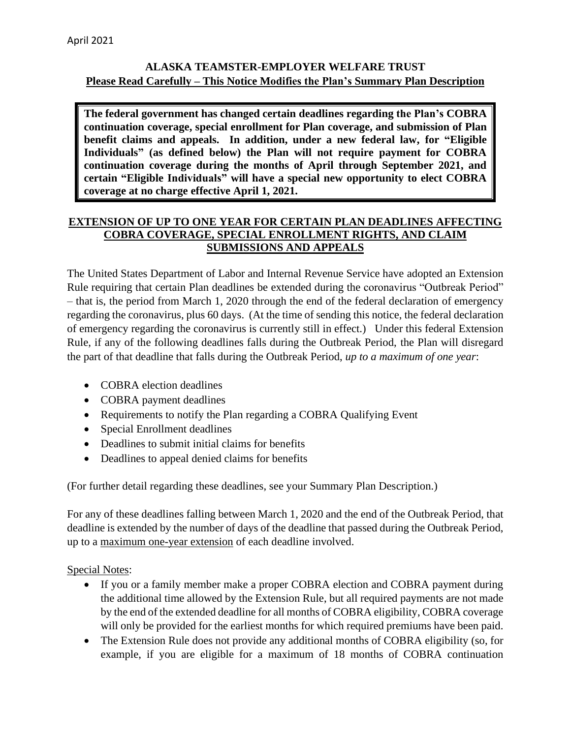April 2021

## ALASKA TEAMSTER-EMPLOYER WELFARE TRUST

**Please Read Carefully – This Notice Modifies the Plan's Summary Plan Description**

**The federal government has changed certain deadlines regarding the Plan's COBRA continuation coverage, special enrollment for Plan coverage, and submission of Plan benefit claims and appeals. In addition, under a new federal law, for "Eligible Individuals" (as defined below) the Plan will not require payment for COBRA continuation coverage during the months of April through September 2021, and certain "Eligible Individuals" will have a special new opportunity to elect COBRA coverage at no charge effective April 1, 2021.**

### EXTENSION OF UP TO ONE YEAR FOR CERTAIN PLAN DEADLINES AFFECTING COBRA COVERAGE, SPECIAL ENROLLMENT RIGHTS, AND CLAIM SUBMISSIONS AND APPEALS

The United States Department of Labor and Internal Revenue Service have adopted an Extension Rule requiring that certain Plan deadlines be extended during the coronavirus "Outbreak Period" – that is, the period from March 1, 2020 through the end of the federal declaration of emergency regarding the coronavirus, plus 60 days. (At the time of sending this notice, the federal declaration of emergency regarding the coronavirus is currently still in effect.) Under this federal Extension Rule, if any of the following deadlines falls during the Outbreak Period, the Plan will disregard the part of that deadline that falls during the Outbreak Period, *up to a maximum of one year*:

- COBRA election deadlines
- COBRA payment deadlines
- Requirements to notify the Plan regarding a COBRA Qualifying Event
- Special Enrollment deadlines
- Deadlines to submit initial claims for benefits
- Deadlines to appeal denied claims for benefits

(For further detail regarding these deadlines, see your Summary Plan Description.)

For any of these deadlines falling between March 1, 2020 and the end of the Outbreak Period, that deadline is extended by the number of days of the deadline that passed during the Outbreak Period, up to a maximum one-year extension of each deadline involved.

Special Notes:

- If you or a family member make a proper COBRA election and COBRA payment during the additional time allowed by the Extension Rule, but all required payments are not made by the end of the extended deadline for all months of COBRA eligibility, COBRA coverage will only be provided for the earliest months for which required premiums have been paid.
- The Extension Rule does not provide any additional months of COBRA eligibility (so, for example, if you are eligible for a maximum of 18 months of COBRA continuation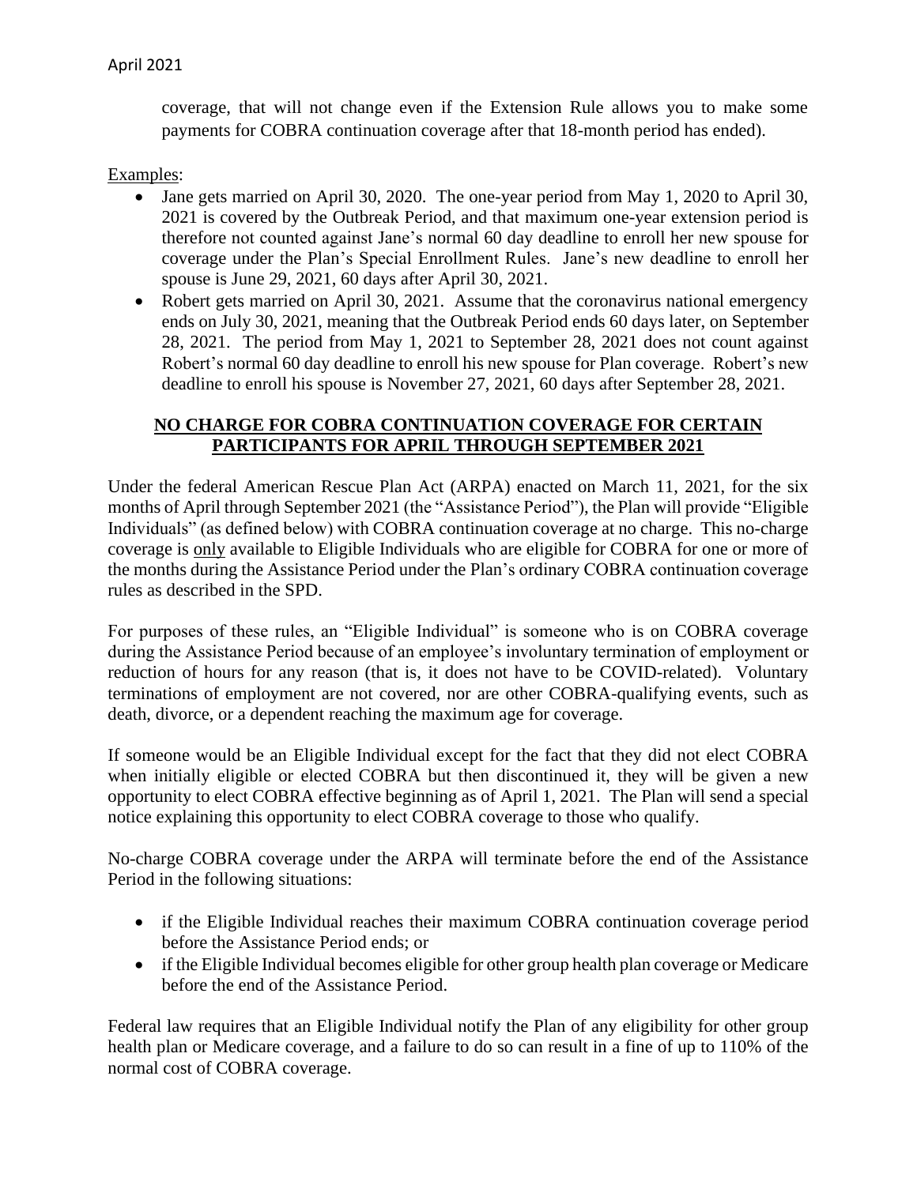coverage, that will not change even if the Extension Rule allows you to make some payments for COBRA continuation coverage after that 18-month period has ended).

Examples:

- Jane gets married on April 30, 2020. The one-year period from May 1, 2020 to April 30, 2021 is covered by the Outbreak Period, and that maximum one-year extension period is therefore not counted against Jane's normal 60 day deadline to enroll her new spouse for coverage under the Plan's Special Enrollment Rules. Jane's new deadline to enroll her spouse is June 29, 2021, 60 days after April 30, 2021.
- Robert gets married on April 30, 2021. Assume that the coronavirus national emergency ends on July 30, 2021, meaning that the Outbreak Period ends 60 days later, on September 28, 2021. The period from May 1, 2021 to September 28, 2021 does not count against Robert's normal 60 day deadline to enroll his new spouse for Plan coverage. Robert's new deadline to enroll his spouse is November 27, 2021, 60 days after September 28, 2021.

## NO CHARGE FOR COBRA CONTINUATION COVERAGE FOR CERTAIN PARTICIPANTS FOR APRIL THROUGH SEPTEMBER 2021

Under the federal American Rescue Plan Act (ARPA) enacted on March 11, 2021, for the six months of April through September 2021 (the "Assistance Period"), the Plan will provide "Eligible Individuals" (as defined below) with COBRA continuation coverage at no charge. This no-charge coverage is only available to Eligible Individuals who are eligible for COBRA for one or more of the months during the Assistance Period under the Plan's ordinary COBRA continuation coverage rules as described in the SPD.

For purposes of these rules, an "Eligible Individual" is someone who is on COBRA coverage during the Assistance Period because of an employee's involuntary termination of employment or reduction of hours for any reason (that is, it does not have to be COVID-related). Voluntary terminations of employment are not covered, nor are other COBRA-qualifying events, such as death, divorce, or a dependent reaching the maximum age for coverage.

If someone would be an Eligible Individual except for the fact that they did not elect COBRA when initially eligible or elected COBRA but then discontinued it, they will be given a new opportunity to elect COBRA effective beginning as of April 1, 2021. The Plan will send a special notice explaining this opportunity to elect COBRA coverage to those who qualify.

No-charge COBRA coverage under the ARPA will terminate before the end of the Assistance Period in the following situations:

- if the Eligible Individual reaches their maximum COBRA continuation coverage period before the Assistance Period ends; or
- if the Eligible Individual becomes eligible for other group health plan coverage or Medicare before the end of the Assistance Period.

Federal law requires that an Eligible Individual notify the Plan of any eligibility for other group health plan or Medicare coverage, and a failure to do so can result in a fine of up to 110% of the normal cost of COBRA coverage.